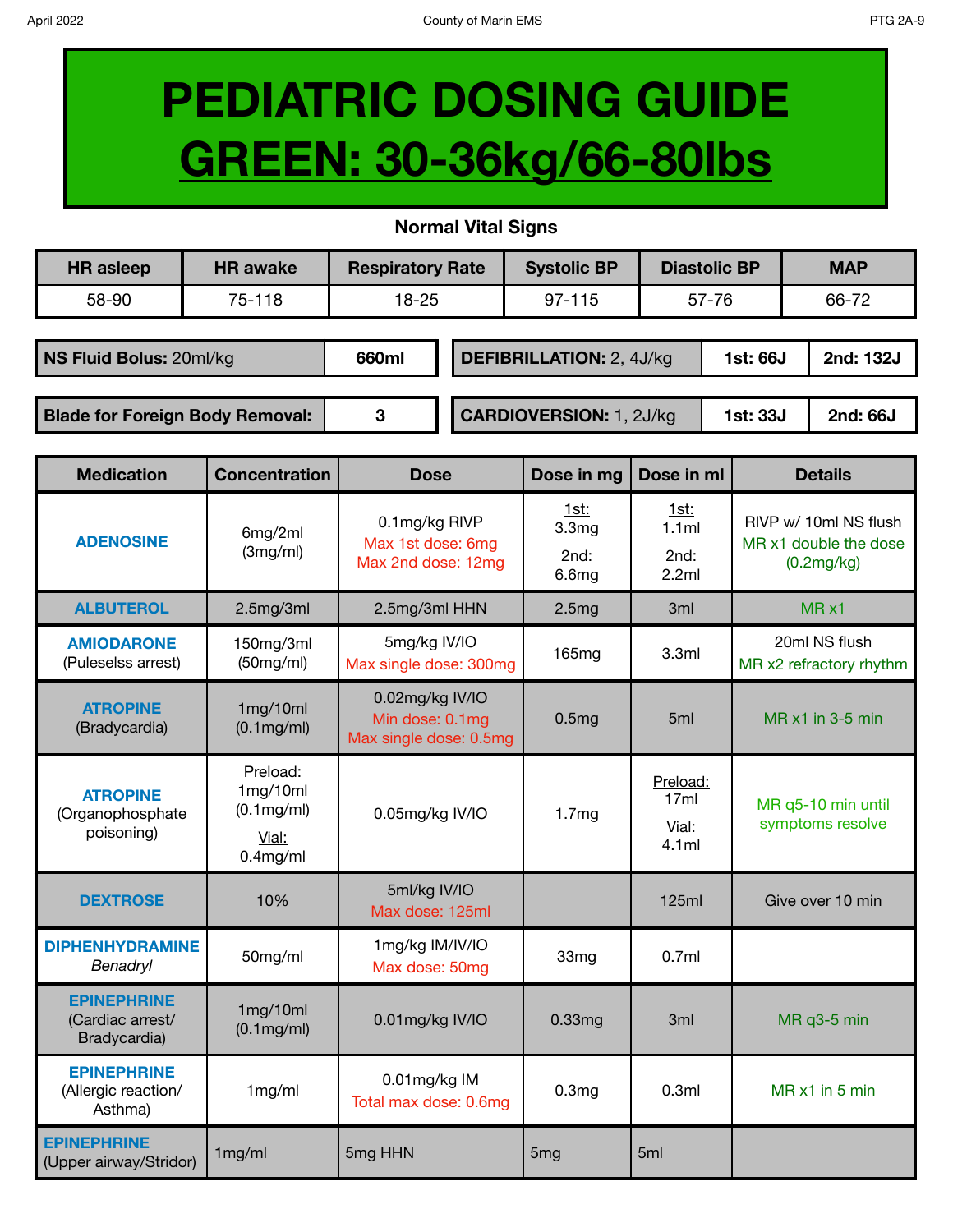# PEDIATRIC DOSING GUIDE

# GREEN: 30-36kg/66-80lbs

**Normal Vital Signs**

| HR asleep | HR awake | Respiratory Rate | Systolic BP | Diastolic BP | MAP |
|---|---|---|---|---|---|
| 58-90 | 75-118 | 18-25 | 97-115 | 57-76 | 66-72 |

| **NS Fluid Bolus:** 20ml/kg | **660ml** |
|---|---|
| **Blade for Foreign Body Removal:** | **3** |

| **DEFIBRILLATION:** 2, 4J/kg | **1st: 66J** | **2nd: 132J** |
|---|---|---|
| **CARDIOVERSION:** 1, 2J/kg | **1st: 33J** | **2nd: 66J** |

| Medication | Concentration | Dose | Dose in mg | Dose in ml | Details |
|---|---|---|---|---|---|
| **ADENOSINE** | 6mg/2ml (3mg/ml) | 0.1mg/kg RIVP<br>Max 1st dose: 6mg<br>Max 2nd dose: 12mg | 1st: 3.3mg<br>2nd: 6.6mg | 1st: 1.1ml<br>2nd: 2.2ml | RIVP w/ 10ml NS flush<br>MR x1 double the dose (0.2mg/kg) |
| **ALBUTEROL** | 2.5mg/3ml | 2.5mg/3ml HHN | 2.5mg | 3ml | MR x1 |
| **AMIODARONE** (Puleselss arrest) | 150mg/3ml (50mg/ml) | 5mg/kg IV/IO<br>Max single dose: 300mg | 165mg | 3.3ml | 20ml NS flush<br>MR x2 refractory rhythm |
| **ATROPINE** (Bradycardia) | 1mg/10ml (0.1mg/ml) | 0.02mg/kg IV/IO<br>Min dose: 0.1mg<br>Max single dose: 0.5mg | 0.5mg | 5ml | MR x1 in 3-5 min |
| **ATROPINE** (Organophosphate poisoning) | Preload: 1mg/10ml (0.1mg/ml)<br>Vial: 0.4mg/ml | 0.05mg/kg IV/IO | 1.7mg | Preload: 17ml<br>Vial: 4.1ml | MR q5-10 min until symptoms resolve |
| **DEXTROSE** | 10% | 5ml/kg IV/IO<br>Max dose: 125ml | | 125ml | Give over 10 min |
| **DIPHENHYDRAMINE** *Benadryl* | 50mg/ml | 1mg/kg IM/IV/IO<br>Max dose: 50mg | 33mg | 0.7ml | |
| **EPINEPHRINE** (Cardiac arrest/ Bradycardia) | 1mg/10ml (0.1mg/ml) | 0.01mg/kg IV/IO | 0.33mg | 3ml | MR q3-5 min |
| **EPINEPHRINE** (Allergic reaction/ Asthma) | 1mg/ml | 0.01mg/kg IM<br>Total max dose: 0.6mg | 0.3mg | 0.3ml | MR x1 in 5 min |
| **EPINEPHRINE** (Upper airway/Stridor) | 1mg/ml | 5mg HHN | 5mg | 5ml | |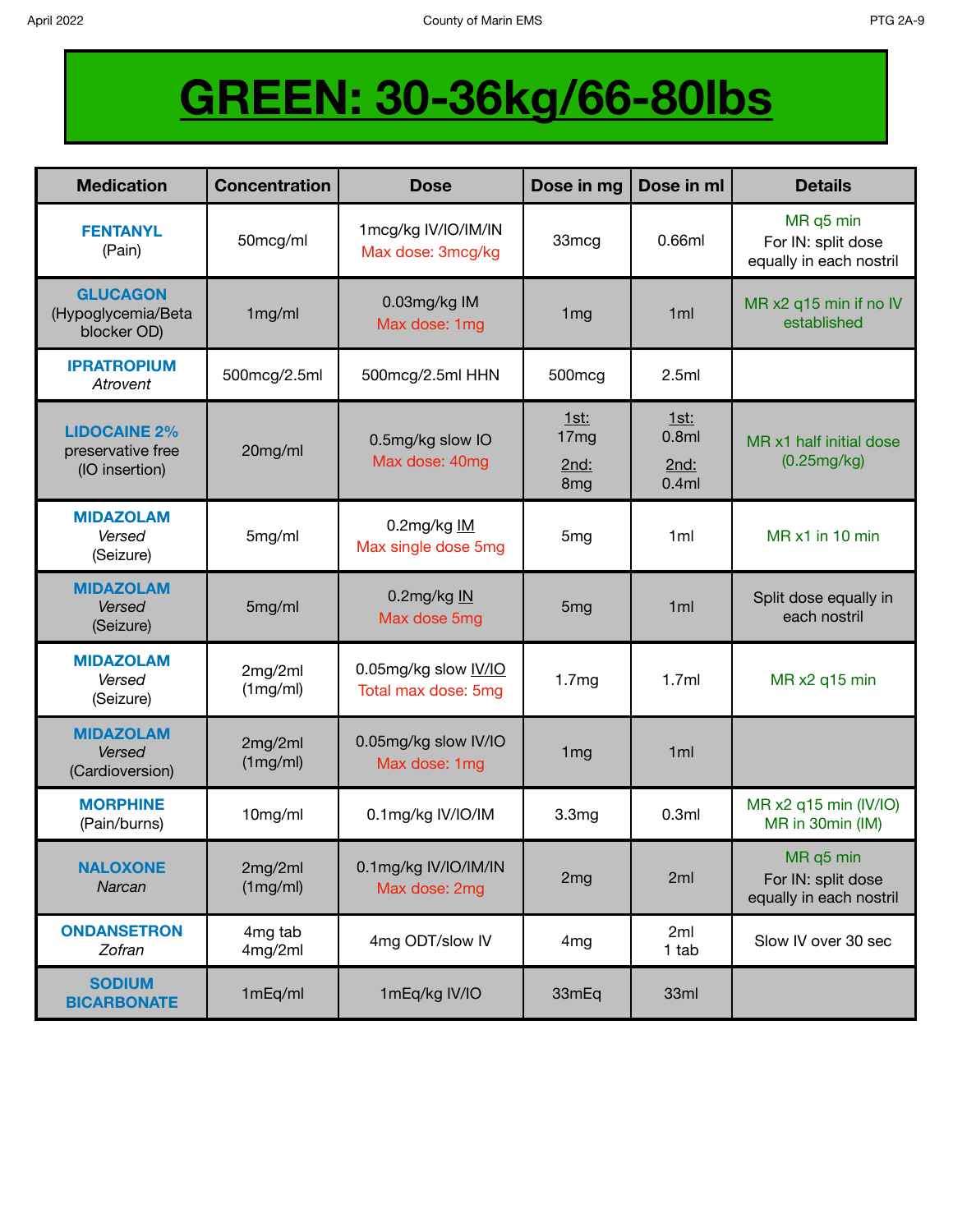# GREEN: 30-36kg/66-80lbs

| Medication | Concentration | Dose | Dose in mg | Dose in ml | Details |
|---|---|---|---|---|---|
| **FENTANYL** (Pain) | 50mcg/ml | 1mcg/kg IV/IO/IM/IN<br>Max dose: 3mcg/kg | 33mcg | 0.66ml | MR q5 min<br>For IN: split dose equally in each nostril |
| **GLUCAGON** (Hypoglycemia/Beta blocker OD) | 1mg/ml | 0.03mg/kg IM<br>Max dose: 1mg | 1mg | 1ml | MR x2 q15 min if no IV established |
| **IPRATROPIUM** *Atrovent* | 500mcg/2.5ml | 500mcg/2.5ml HHN | 500mcg | 2.5ml | |
| **LIDOCAINE 2%** preservative free (IO insertion) | 20mg/ml | 0.5mg/kg slow IO<br>Max dose: 40mg | 1st: 17mg<br>2nd: 8mg | 1st: 0.8ml<br>2nd: 0.4ml | MR x1 half initial dose (0.25mg/kg) |
| **MIDAZOLAM** *Versed* (Seizure) | 5mg/ml | 0.2mg/kg IM<br>Max single dose 5mg | 5mg | 1ml | MR x1 in 10 min |
| **MIDAZOLAM** *Versed* (Seizure) | 5mg/ml | 0.2mg/kg IN<br>Max dose 5mg | 5mg | 1ml | Split dose equally in each nostril |
| **MIDAZOLAM** *Versed* (Seizure) | 2mg/2ml (1mg/ml) | 0.05mg/kg slow IV/IO<br>Total max dose: 5mg | 1.7mg | 1.7ml | MR x2 q15 min |
| **MIDAZOLAM** *Versed* (Cardioversion) | 2mg/2ml (1mg/ml) | 0.05mg/kg slow IV/IO<br>Max dose: 1mg | 1mg | 1ml | |
| **MORPHINE** (Pain/burns) | 10mg/ml | 0.1mg/kg IV/IO/IM | 3.3mg | 0.3ml | MR x2 q15 min (IV/IO)<br>MR in 30min (IM) |
| **NALOXONE** *Narcan* | 2mg/2ml (1mg/ml) | 0.1mg/kg IV/IO/IM/IN<br>Max dose: 2mg | 2mg | 2ml | MR q5 min<br>For IN: split dose equally in each nostril |
| **ONDANSETRON** *Zofran* | 4mg tab<br>4mg/2ml | 4mg ODT/slow IV | 4mg | 2ml<br>1 tab | Slow IV over 30 sec |
| **SODIUM BICARBONATE** | 1mEq/ml | 1mEq/kg IV/IO | 33mEq | 33ml | |